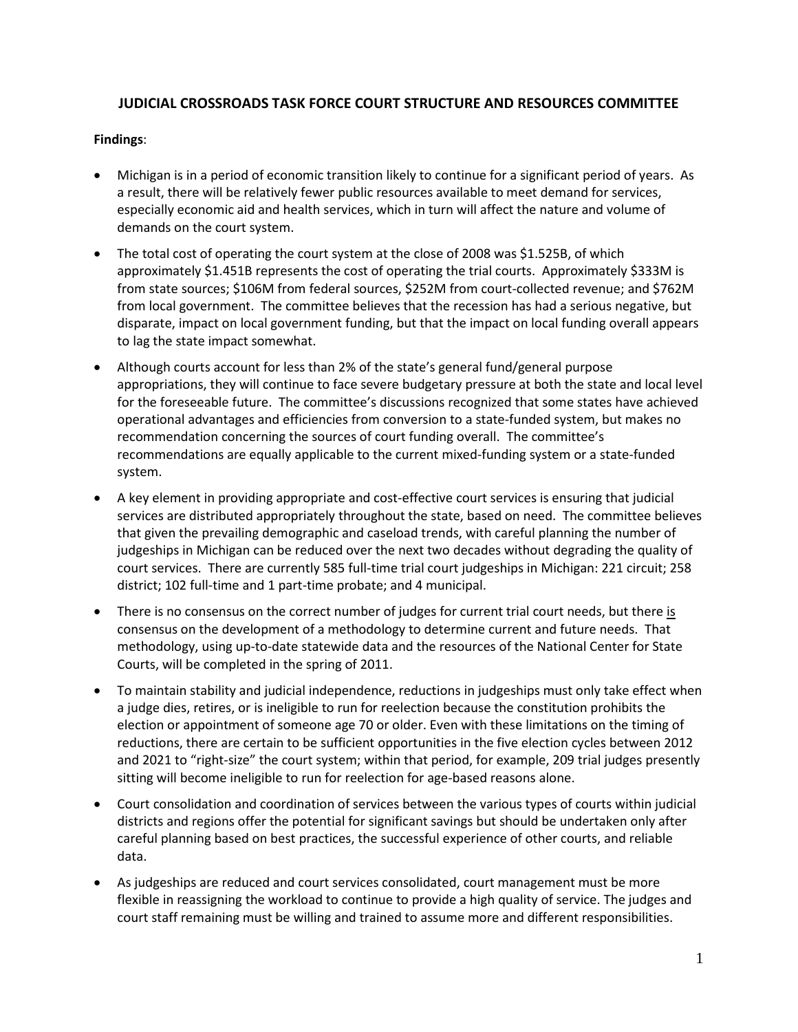# JUDICIAL CROSSROADS TASK FORCE COURT STRUCTURE AND RESOURCES COMMITTEE

**Findings**:

- Michigan is in a period of economic transition likely to continue for a significant period of years. As a result, there will be relatively fewer public resources available to meet demand for services, especially economic aid and health services, which in turn will affect the nature and volume of demands on the court system.
- The total cost of operating the court system at the close of 2008 was $1.525B, of which approximately $1.451B represents the cost of operating the trial courts. Approximately $333M is from state sources; $106M from federal sources, $252M from court-collected revenue; and $762M from local government. The committee believes that the recession has had a serious negative, but disparate, impact on local government funding, but that the impact on local funding overall appears to lag the state impact somewhat.
- Although courts account for less than 2% of the state's general fund/general purpose appropriations, they will continue to face severe budgetary pressure at both the state and local level for the foreseeable future. The committee's discussions recognized that some states have achieved operational advantages and efficiencies from conversion to a state-funded system, but makes no recommendation concerning the sources of court funding overall. The committee's recommendations are equally applicable to the current mixed-funding system or a state-funded system.
- A key element in providing appropriate and cost-effective court services is ensuring that judicial services are distributed appropriately throughout the state, based on need. The committee believes that given the prevailing demographic and caseload trends, with careful planning the number of judgeships in Michigan can be reduced over the next two decades without degrading the quality of court services. There are currently 585 full-time trial court judgeships in Michigan: 221 circuit; 258 district; 102 full-time and 1 part-time probate; and 4 municipal.
- There is no consensus on the correct number of judges for current trial court needs, but there is consensus on the development of a methodology to determine current and future needs. That methodology, using up-to-date statewide data and the resources of the National Center for State Courts, will be completed in the spring of 2011.
- To maintain stability and judicial independence, reductions in judgeships must only take effect when a judge dies, retires, or is ineligible to run for reelection because the constitution prohibits the election or appointment of someone age 70 or older. Even with these limitations on the timing of reductions, there are certain to be sufficient opportunities in the five election cycles between 2012 and 2021 to "right-size" the court system; within that period, for example, 209 trial judges presently sitting will become ineligible to run for reelection for age-based reasons alone.
- Court consolidation and coordination of services between the various types of courts within judicial districts and regions offer the potential for significant savings but should be undertaken only after careful planning based on best practices, the successful experience of other courts, and reliable data.
- As judgeships are reduced and court services consolidated, court management must be more flexible in reassigning the workload to continue to provide a high quality of service. The judges and court staff remaining must be willing and trained to assume more and different responsibilities.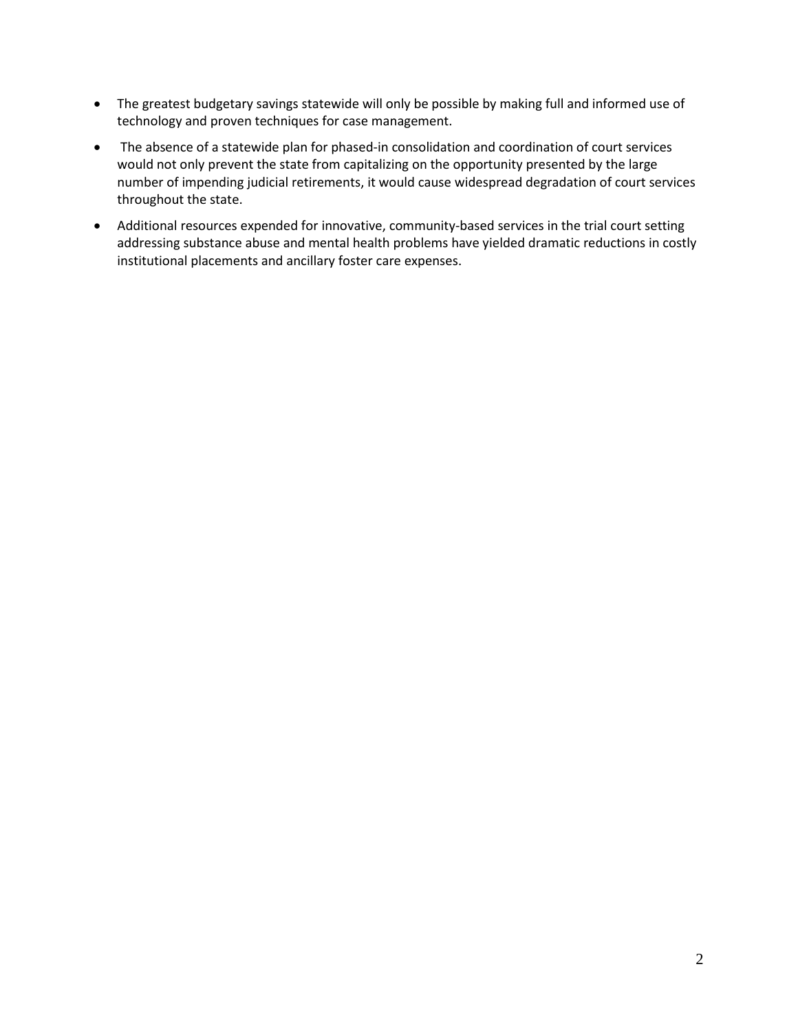- The greatest budgetary savings statewide will only be possible by making full and informed use of technology and proven techniques for case management.
- The absence of a statewide plan for phased-in consolidation and coordination of court services would not only prevent the state from capitalizing on the opportunity presented by the large number of impending judicial retirements, it would cause widespread degradation of court services throughout the state.
- Additional resources expended for innovative, community-based services in the trial court setting addressing substance abuse and mental health problems have yielded dramatic reductions in costly institutional placements and ancillary foster care expenses.